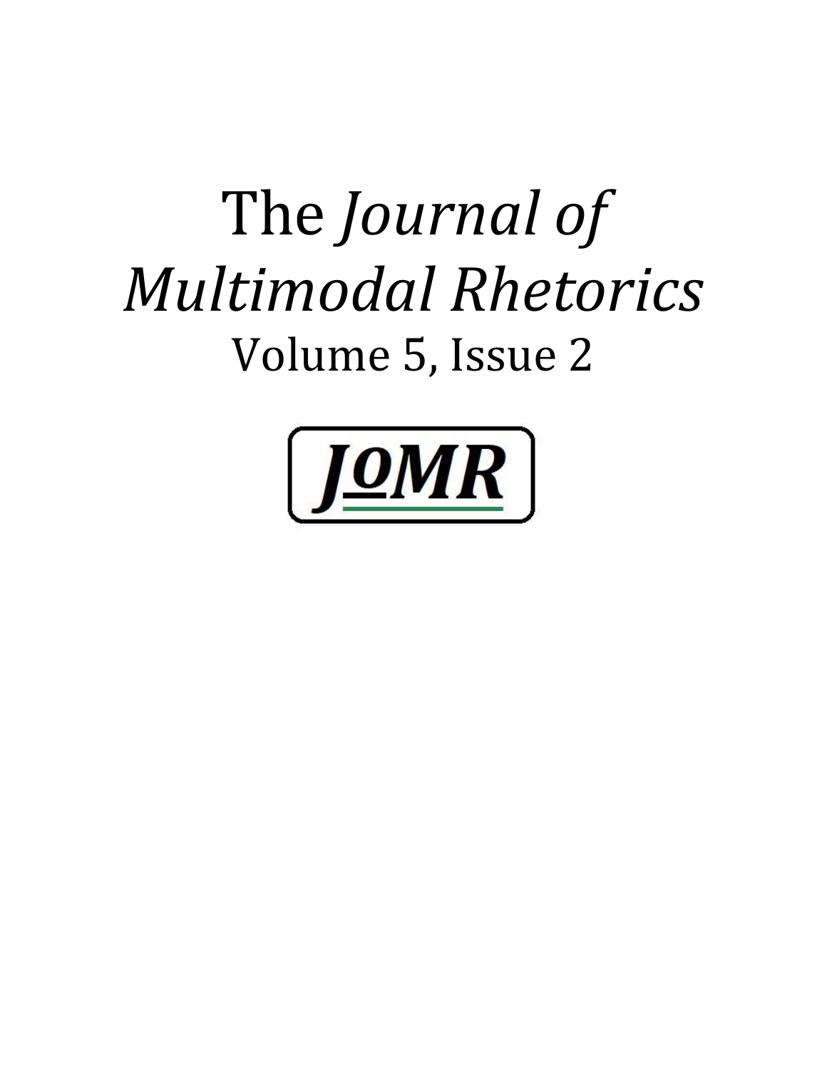# The *Journal of Multimodal Rhetorics*

## Volume 5, Issue 2

JoMR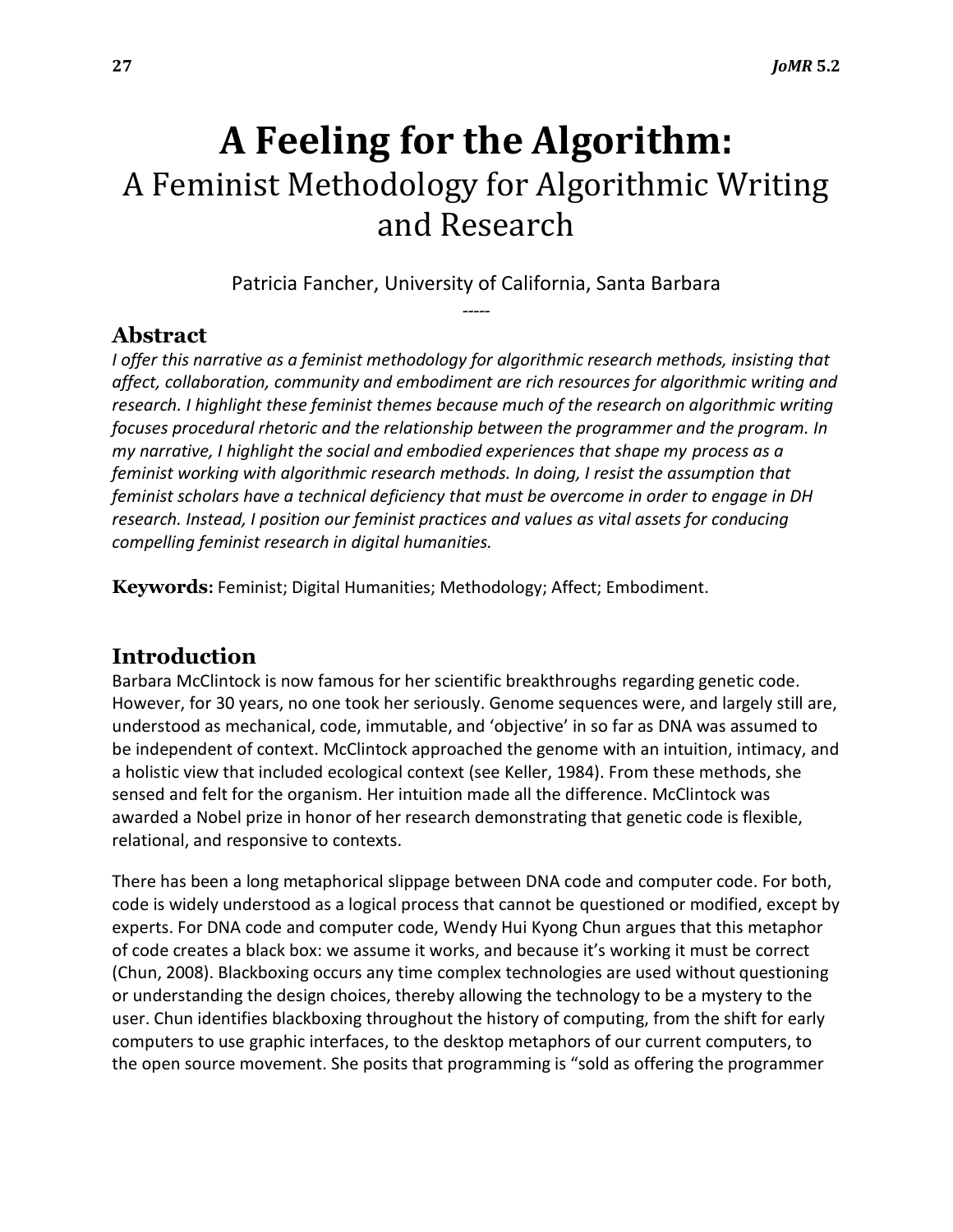# A Feeling for the Algorithm:

A Feminist Methodology for Algorithmic Writing and Research

Patricia Fancher, University of California, Santa Barbara

-----

## Abstract

*I offer this narrative as a feminist methodology for algorithmic research methods, insisting that affect, collaboration, community and embodiment are rich resources for algorithmic writing and research. I highlight these feminist themes because much of the research on algorithmic writing focuses procedural rhetoric and the relationship between the programmer and the program. In my narrative, I highlight the social and embodied experiences that shape my process as a feminist working with algorithmic research methods. In doing, I resist the assumption that feminist scholars have a technical deficiency that must be overcome in order to engage in DH research. Instead, I position our feminist practices and values as vital assets for conducing compelling feminist research in digital humanities.*

**Keywords:** Feminist; Digital Humanities; Methodology; Affect; Embodiment.

## Introduction

Barbara McClintock is now famous for her scientific breakthroughs regarding genetic code. However, for 30 years, no one took her seriously. Genome sequences were, and largely still are, understood as mechanical, code, immutable, and 'objective' in so far as DNA was assumed to be independent of context. McClintock approached the genome with an intuition, intimacy, and a holistic view that included ecological context (see Keller, 1984). From these methods, she sensed and felt for the organism. Her intuition made all the difference. McClintock was awarded a Nobel prize in honor of her research demonstrating that genetic code is flexible, relational, and responsive to contexts.

There has been a long metaphorical slippage between DNA code and computer code. For both, code is widely understood as a logical process that cannot be questioned or modified, except by experts. For DNA code and computer code, Wendy Hui Kyong Chun argues that this metaphor of code creates a black box: we assume it works, and because it's working it must be correct (Chun, 2008). Blackboxing occurs any time complex technologies are used without questioning or understanding the design choices, thereby allowing the technology to be a mystery to the user. Chun identifies blackboxing throughout the history of computing, from the shift for early computers to use graphic interfaces, to the desktop metaphors of our current computers, to the open source movement. She posits that programming is "sold as offering the programmer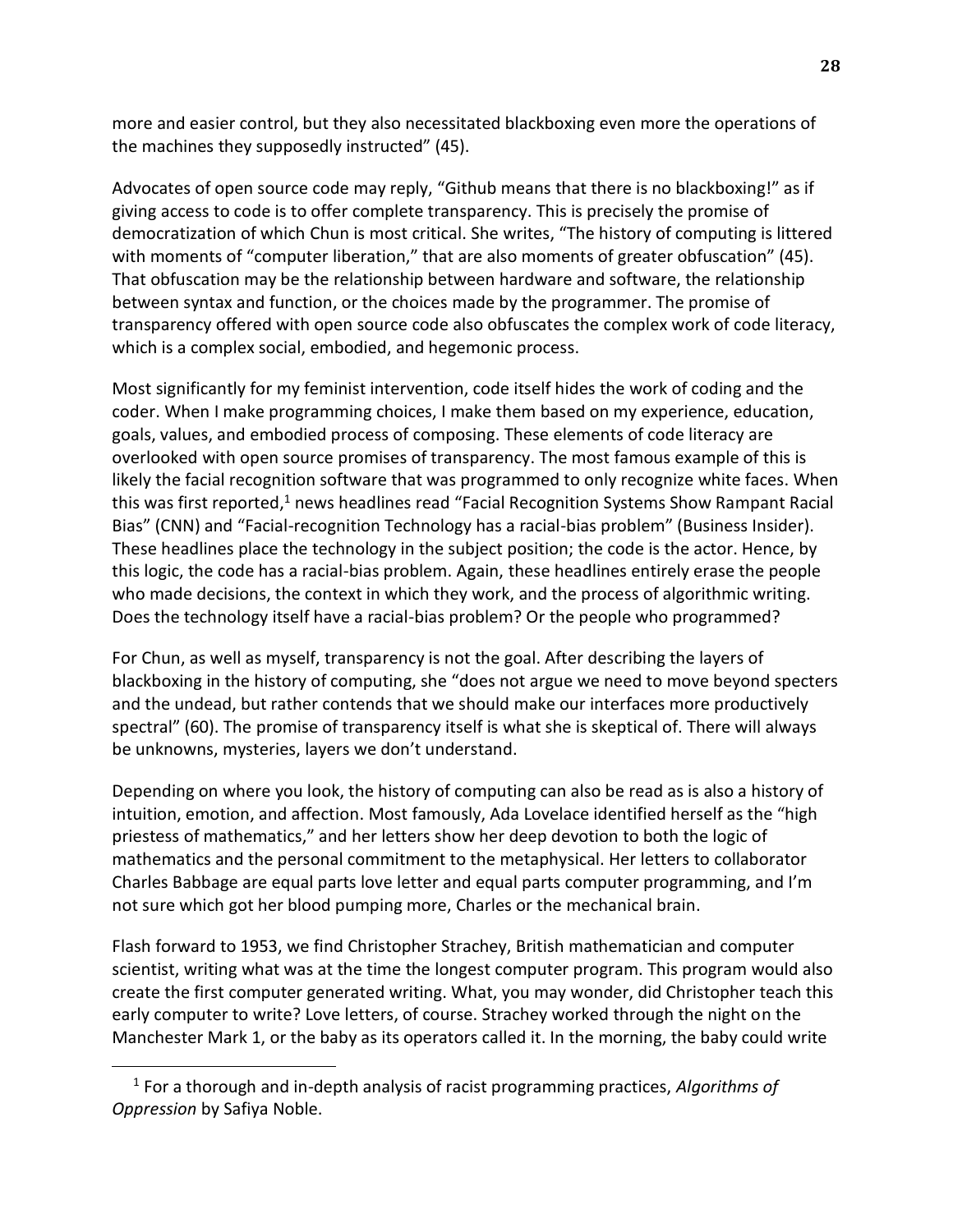more and easier control, but they also necessitated blackboxing even more the operations of the machines they supposedly instructed" (45).

Advocates of open source code may reply, "Github means that there is no blackboxing!" as if giving access to code is to offer complete transparency. This is precisely the promise of democratization of which Chun is most critical. She writes, "The history of computing is littered with moments of "computer liberation," that are also moments of greater obfuscation" (45). That obfuscation may be the relationship between hardware and software, the relationship between syntax and function, or the choices made by the programmer. The promise of transparency offered with open source code also obfuscates the complex work of code literacy, which is a complex social, embodied, and hegemonic process.

Most significantly for my feminist intervention, code itself hides the work of coding and the coder. When I make programming choices, I make them based on my experience, education, goals, values, and embodied process of composing. These elements of code literacy are overlooked with open source promises of transparency. The most famous example of this is likely the facial recognition software that was programmed to only recognize white faces. When this was first reported,[1] news headlines read "Facial Recognition Systems Show Rampant Racial Bias" (CNN) and "Facial-recognition Technology has a racial-bias problem" (Business Insider). These headlines place the technology in the subject position; the code is the actor. Hence, by this logic, the code has a racial-bias problem. Again, these headlines entirely erase the people who made decisions, the context in which they work, and the process of algorithmic writing. Does the technology itself have a racial-bias problem? Or the people who programmed?

For Chun, as well as myself, transparency is not the goal. After describing the layers of blackboxing in the history of computing, she "does not argue we need to move beyond specters and the undead, but rather contends that we should make our interfaces more productively spectral" (60). The promise of transparency itself is what she is skeptical of. There will always be unknowns, mysteries, layers we don't understand.

Depending on where you look, the history of computing can also be read as is also a history of intuition, emotion, and affection. Most famously, Ada Lovelace identified herself as the "high priestess of mathematics," and her letters show her deep devotion to both the logic of mathematics and the personal commitment to the metaphysical. Her letters to collaborator Charles Babbage are equal parts love letter and equal parts computer programming, and I'm not sure which got her blood pumping more, Charles or the mechanical brain.

Flash forward to 1953, we find Christopher Strachey, British mathematician and computer scientist, writing what was at the time the longest computer program. This program would also create the first computer generated writing. What, you may wonder, did Christopher teach this early computer to write? Love letters, of course. Strachey worked through the night on the Manchester Mark 1, or the baby as its operators called it. In the morning, the baby could write

[1] For a thorough and in-depth analysis of racist programming practices, *Algorithms of Oppression* by Safiya Noble.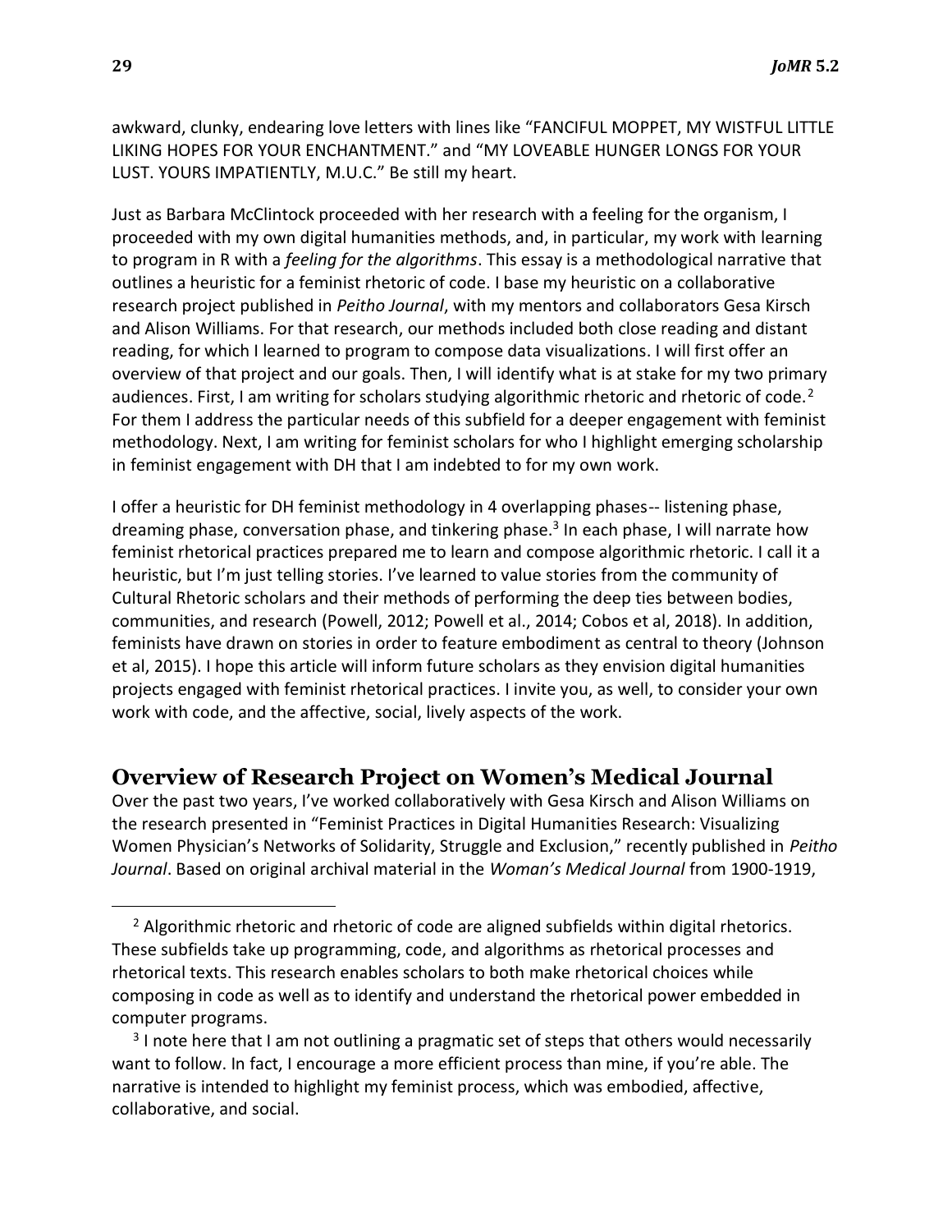awkward, clunky, endearing love letters with lines like "FANCIFUL MOPPET, MY WISTFUL LITTLE LIKING HOPES FOR YOUR ENCHANTMENT." and "MY LOVEABLE HUNGER LONGS FOR YOUR LUST. YOURS IMPATIENTLY, M.U.C." Be still my heart.

Just as Barbara McClintock proceeded with her research with a feeling for the organism, I proceeded with my own digital humanities methods, and, in particular, my work with learning to program in R with a *feeling for the algorithms*. This essay is a methodological narrative that outlines a heuristic for a feminist rhetoric of code. I base my heuristic on a collaborative research project published in *Peitho Journal*, with my mentors and collaborators Gesa Kirsch and Alison Williams. For that research, our methods included both close reading and distant reading, for which I learned to program to compose data visualizations. I will first offer an overview of that project and our goals. Then, I will identify what is at stake for my two primary audiences. First, I am writing for scholars studying algorithmic rhetoric and rhetoric of code.[2] For them I address the particular needs of this subfield for a deeper engagement with feminist methodology. Next, I am writing for feminist scholars for who I highlight emerging scholarship in feminist engagement with DH that I am indebted to for my own work.

I offer a heuristic for DH feminist methodology in 4 overlapping phases-- listening phase, dreaming phase, conversation phase, and tinkering phase.[3] In each phase, I will narrate how feminist rhetorical practices prepared me to learn and compose algorithmic rhetoric. I call it a heuristic, but I'm just telling stories. I've learned to value stories from the community of Cultural Rhetoric scholars and their methods of performing the deep ties between bodies, communities, and research (Powell, 2012; Powell et al., 2014; Cobos et al, 2018). In addition, feminists have drawn on stories in order to feature embodiment as central to theory (Johnson et al, 2015). I hope this article will inform future scholars as they envision digital humanities projects engaged with feminist rhetorical practices. I invite you, as well, to consider your own work with code, and the affective, social, lively aspects of the work.

## Overview of Research Project on Women's Medical Journal

Over the past two years, I've worked collaboratively with Gesa Kirsch and Alison Williams on the research presented in "Feminist Practices in Digital Humanities Research: Visualizing Women Physician's Networks of Solidarity, Struggle and Exclusion," recently published in *Peitho Journal*. Based on original archival material in the *Woman's Medical Journal* from 1900-1919,

---

[2] Algorithmic rhetoric and rhetoric of code are aligned subfields within digital rhetorics. These subfields take up programming, code, and algorithms as rhetorical processes and rhetorical texts. This research enables scholars to both make rhetorical choices while composing in code as well as to identify and understand the rhetorical power embedded in computer programs.

[3] I note here that I am not outlining a pragmatic set of steps that others would necessarily want to follow. In fact, I encourage a more efficient process than mine, if you're able. The narrative is intended to highlight my feminist process, which was embodied, affective, collaborative, and social.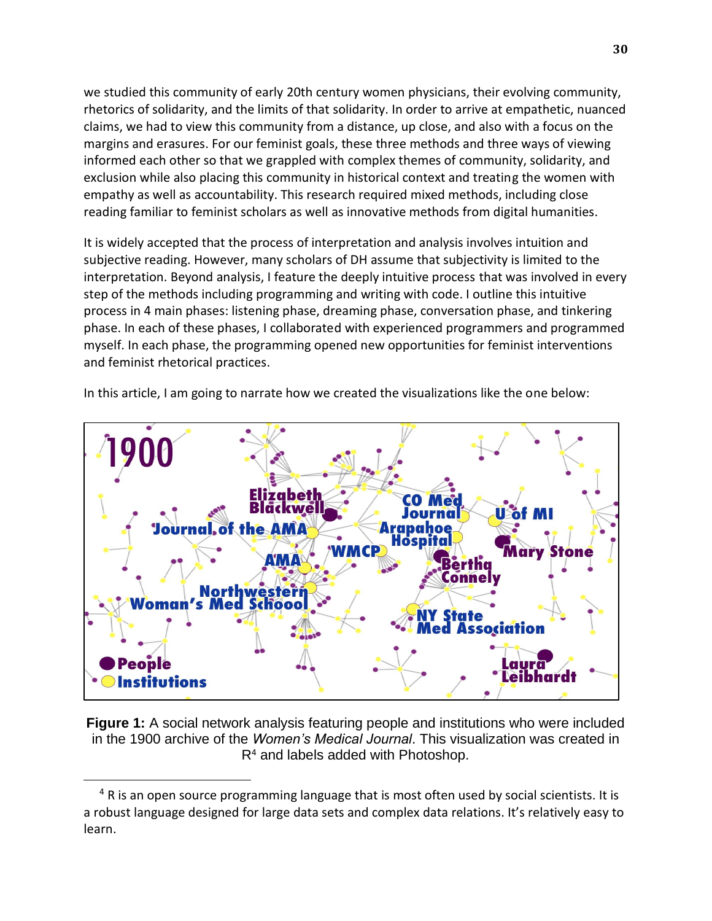we studied this community of early 20th century women physicians, their evolving community, rhetorics of solidarity, and the limits of that solidarity. In order to arrive at empathetic, nuanced claims, we had to view this community from a distance, up close, and also with a focus on the margins and erasures. For our feminist goals, these three methods and three ways of viewing informed each other so that we grappled with complex themes of community, solidarity, and exclusion while also placing this community in historical context and treating the women with empathy as well as accountability. This research required mixed methods, including close reading familiar to feminist scholars as well as innovative methods from digital humanities.

It is widely accepted that the process of interpretation and analysis involves intuition and subjective reading. However, many scholars of DH assume that subjectivity is limited to the interpretation. Beyond analysis, I feature the deeply intuitive process that was involved in every step of the methods including programming and writing with code. I outline this intuitive process in 4 main phases: listening phase, dreaming phase, conversation phase, and tinkering phase. In each of these phases, I collaborated with experienced programmers and programmed myself. In each phase, the programming opened new opportunities for feminist interventions and feminist rhetorical practices.

In this article, I am going to narrate how we created the visualizations like the one below:

**Figure 1:** A social network analysis featuring people and institutions who were included in the 1900 archive of the *Women's Medical Journal*. This visualization was created in R[4] and labels added with Photoshop.

[4] R is an open source programming language that is most often used by social scientists. It is a robust language designed for large data sets and complex data relations. It's relatively easy to learn.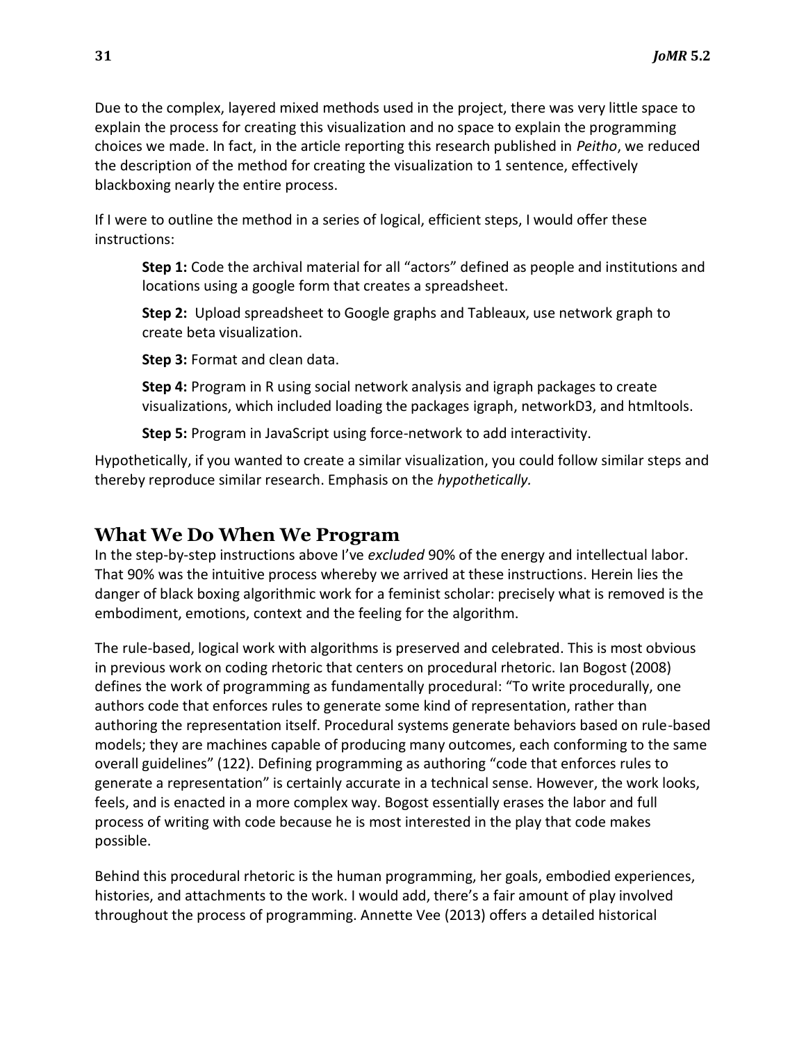Due to the complex, layered mixed methods used in the project, there was very little space to explain the process for creating this visualization and no space to explain the programming choices we made. In fact, in the article reporting this research published in *Peitho*, we reduced the description of the method for creating the visualization to 1 sentence, effectively blackboxing nearly the entire process.

If I were to outline the method in a series of logical, efficient steps, I would offer these instructions:

> **Step 1:** Code the archival material for all "actors" defined as people and institutions and locations using a google form that creates a spreadsheet.
>
> **Step 2:** Upload spreadsheet to Google graphs and Tableaux, use network graph to create beta visualization.
>
> **Step 3:** Format and clean data.
>
> **Step 4:** Program in R using social network analysis and igraph packages to create visualizations, which included loading the packages igraph, networkD3, and htmltools.
>
> **Step 5:** Program in JavaScript using force-network to add interactivity.

Hypothetically, if you wanted to create a similar visualization, you could follow similar steps and thereby reproduce similar research. Emphasis on the *hypothetically.*

## What We Do When We Program

In the step-by-step instructions above I've *excluded* 90% of the energy and intellectual labor. That 90% was the intuitive process whereby we arrived at these instructions. Herein lies the danger of black boxing algorithmic work for a feminist scholar: precisely what is removed is the embodiment, emotions, context and the feeling for the algorithm.

The rule-based, logical work with algorithms is preserved and celebrated. This is most obvious in previous work on coding rhetoric that centers on procedural rhetoric. Ian Bogost (2008) defines the work of programming as fundamentally procedural: "To write procedurally, one authors code that enforces rules to generate some kind of representation, rather than authoring the representation itself. Procedural systems generate behaviors based on rule-based models; they are machines capable of producing many outcomes, each conforming to the same overall guidelines" (122). Defining programming as authoring "code that enforces rules to generate a representation" is certainly accurate in a technical sense. However, the work looks, feels, and is enacted in a more complex way. Bogost essentially erases the labor and full process of writing with code because he is most interested in the play that code makes possible.

Behind this procedural rhetoric is the human programming, her goals, embodied experiences, histories, and attachments to the work. I would add, there's a fair amount of play involved throughout the process of programming. Annette Vee (2013) offers a detailed historical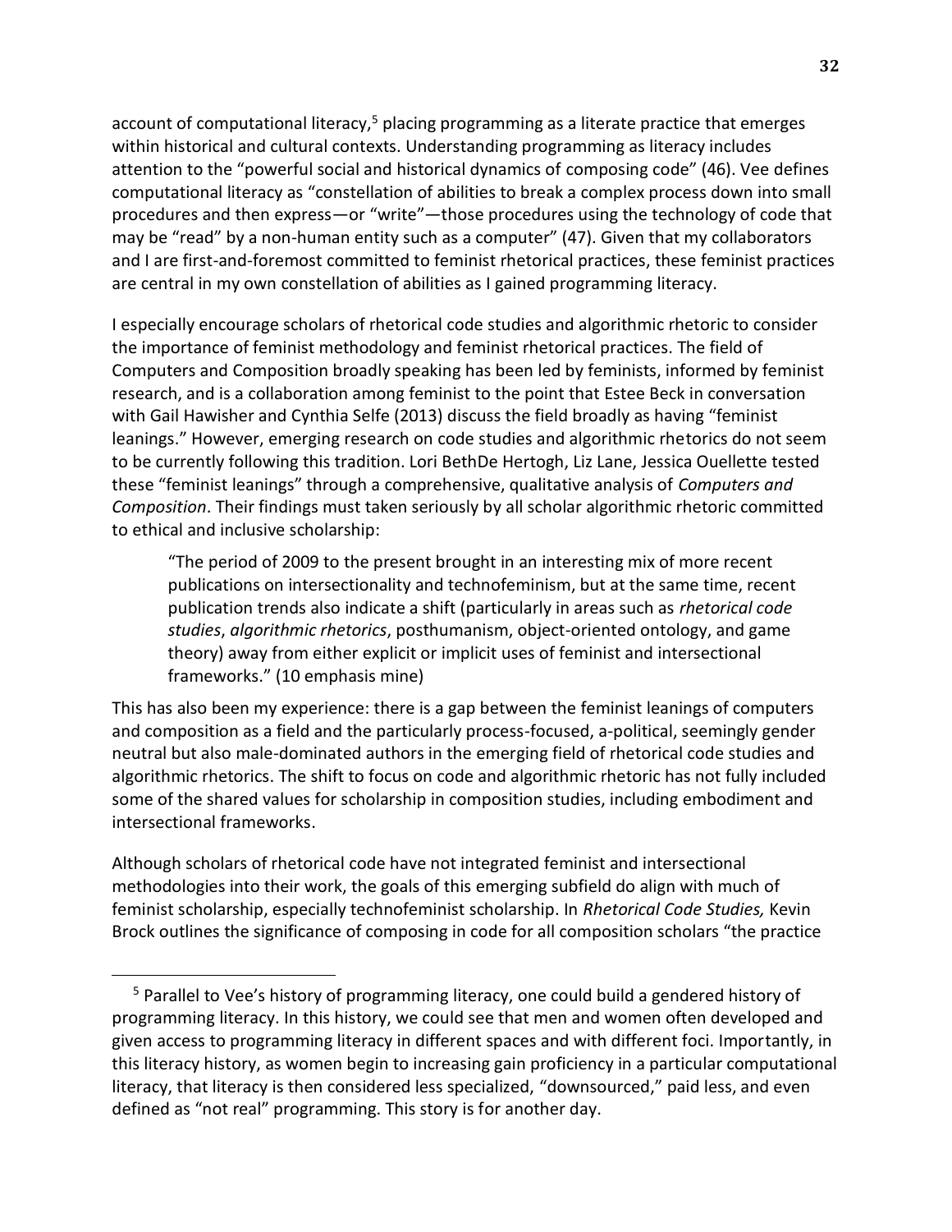account of computational literacy,[5] placing programming as a literate practice that emerges within historical and cultural contexts. Understanding programming as literacy includes attention to the "powerful social and historical dynamics of composing code" (46). Vee defines computational literacy as "constellation of abilities to break a complex process down into small procedures and then express—or "write"—those procedures using the technology of code that may be "read" by a non-human entity such as a computer" (47). Given that my collaborators and I are first-and-foremost committed to feminist rhetorical practices, these feminist practices are central in my own constellation of abilities as I gained programming literacy.

I especially encourage scholars of rhetorical code studies and algorithmic rhetoric to consider the importance of feminist methodology and feminist rhetorical practices. The field of Computers and Composition broadly speaking has been led by feminists, informed by feminist research, and is a collaboration among feminist to the point that Estee Beck in conversation with Gail Hawisher and Cynthia Selfe (2013) discuss the field broadly as having "feminist leanings." However, emerging research on code studies and algorithmic rhetorics do not seem to be currently following this tradition. Lori BethDe Hertogh, Liz Lane, Jessica Ouellette tested these "feminist leanings" through a comprehensive, qualitative analysis of *Computers and Composition*. Their findings must taken seriously by all scholar algorithmic rhetoric committed to ethical and inclusive scholarship:

> "The period of 2009 to the present brought in an interesting mix of more recent publications on intersectionality and technofeminism, but at the same time, recent publication trends also indicate a shift (particularly in areas such as *rhetorical code studies*, *algorithmic rhetorics*, posthumanism, object-oriented ontology, and game theory) away from either explicit or implicit uses of feminist and intersectional frameworks." (10 emphasis mine)

This has also been my experience: there is a gap between the feminist leanings of computers and composition as a field and the particularly process-focused, a-political, seemingly gender neutral but also male-dominated authors in the emerging field of rhetorical code studies and algorithmic rhetorics. The shift to focus on code and algorithmic rhetoric has not fully included some of the shared values for scholarship in composition studies, including embodiment and intersectional frameworks.

Although scholars of rhetorical code have not integrated feminist and intersectional methodologies into their work, the goals of this emerging subfield do align with much of feminist scholarship, especially technofeminist scholarship. In *Rhetorical Code Studies,* Kevin Brock outlines the significance of composing in code for all composition scholars "the practice

[5] Parallel to Vee's history of programming literacy, one could build a gendered history of programming literacy. In this history, we could see that men and women often developed and given access to programming literacy in different spaces and with different foci. Importantly, in this literacy history, as women begin to increasing gain proficiency in a particular computational literacy, that literacy is then considered less specialized, "downsourced," paid less, and even defined as "not real" programming. This story is for another day.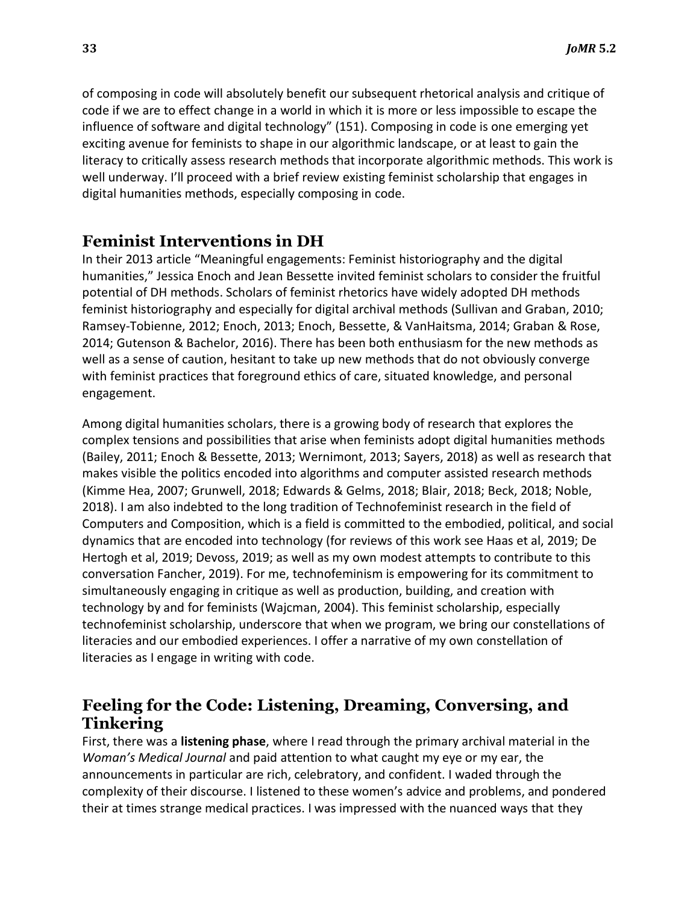of composing in code will absolutely benefit our subsequent rhetorical analysis and critique of code if we are to effect change in a world in which it is more or less impossible to escape the influence of software and digital technology" (151). Composing in code is one emerging yet exciting avenue for feminists to shape in our algorithmic landscape, or at least to gain the literacy to critically assess research methods that incorporate algorithmic methods. This work is well underway. I'll proceed with a brief review existing feminist scholarship that engages in digital humanities methods, especially composing in code.

## Feminist Interventions in DH

In their 2013 article "Meaningful engagements: Feminist historiography and the digital humanities," Jessica Enoch and Jean Bessette invited feminist scholars to consider the fruitful potential of DH methods. Scholars of feminist rhetorics have widely adopted DH methods feminist historiography and especially for digital archival methods (Sullivan and Graban, 2010; Ramsey-Tobienne, 2012; Enoch, 2013; Enoch, Bessette, & VanHaitsma, 2014; Graban & Rose, 2014; Gutenson & Bachelor, 2016). There has been both enthusiasm for the new methods as well as a sense of caution, hesitant to take up new methods that do not obviously converge with feminist practices that foreground ethics of care, situated knowledge, and personal engagement.

Among digital humanities scholars, there is a growing body of research that explores the complex tensions and possibilities that arise when feminists adopt digital humanities methods (Bailey, 2011; Enoch & Bessette, 2013; Wernimont, 2013; Sayers, 2018) as well as research that makes visible the politics encoded into algorithms and computer assisted research methods (Kimme Hea, 2007; Grunwell, 2018; Edwards & Gelms, 2018; Blair, 2018; Beck, 2018; Noble, 2018). I am also indebted to the long tradition of Technofeminist research in the field of Computers and Composition, which is a field is committed to the embodied, political, and social dynamics that are encoded into technology (for reviews of this work see Haas et al, 2019; De Hertogh et al, 2019; Devoss, 2019; as well as my own modest attempts to contribute to this conversation Fancher, 2019). For me, technofeminism is empowering for its commitment to simultaneously engaging in critique as well as production, building, and creation with technology by and for feminists (Wajcman, 2004). This feminist scholarship, especially technofeminist scholarship, underscore that when we program, we bring our constellations of literacies and our embodied experiences. I offer a narrative of my own constellation of literacies as I engage in writing with code.

## Feeling for the Code: Listening, Dreaming, Conversing, and Tinkering

First, there was a **listening phase**, where I read through the primary archival material in the *Woman's Medical Journal* and paid attention to what caught my eye or my ear, the announcements in particular are rich, celebratory, and confident. I waded through the complexity of their discourse. I listened to these women's advice and problems, and pondered their at times strange medical practices. I was impressed with the nuanced ways that they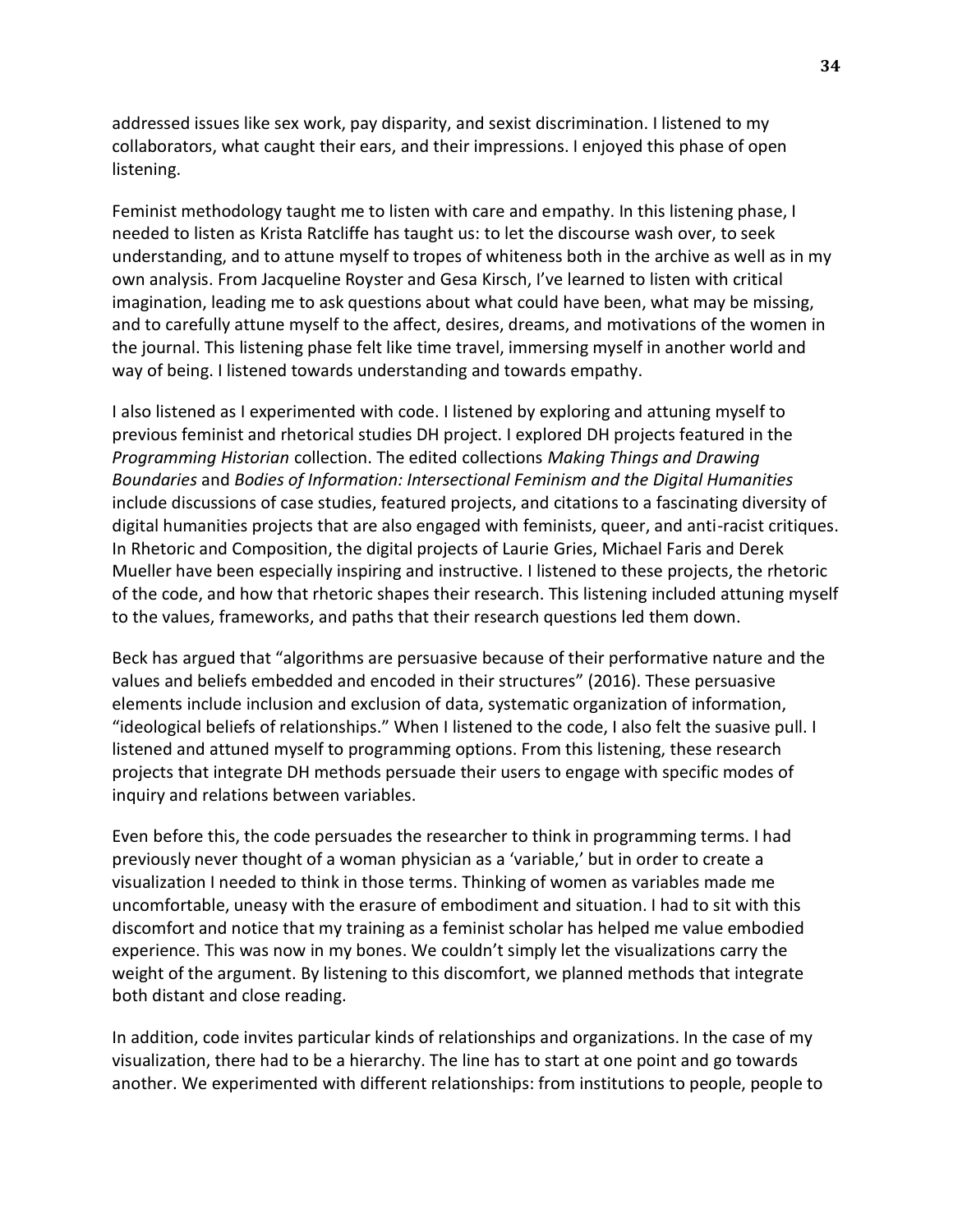addressed issues like sex work, pay disparity, and sexist discrimination. I listened to my collaborators, what caught their ears, and their impressions. I enjoyed this phase of open listening.

Feminist methodology taught me to listen with care and empathy. In this listening phase, I needed to listen as Krista Ratcliffe has taught us: to let the discourse wash over, to seek understanding, and to attune myself to tropes of whiteness both in the archive as well as in my own analysis. From Jacqueline Royster and Gesa Kirsch, I've learned to listen with critical imagination, leading me to ask questions about what could have been, what may be missing, and to carefully attune myself to the affect, desires, dreams, and motivations of the women in the journal. This listening phase felt like time travel, immersing myself in another world and way of being. I listened towards understanding and towards empathy.

I also listened as I experimented with code. I listened by exploring and attuning myself to previous feminist and rhetorical studies DH project. I explored DH projects featured in the *Programming Historian* collection. The edited collections *Making Things and Drawing Boundaries* and *Bodies of Information: Intersectional Feminism and the Digital Humanities* include discussions of case studies, featured projects, and citations to a fascinating diversity of digital humanities projects that are also engaged with feminists, queer, and anti-racist critiques. In Rhetoric and Composition, the digital projects of Laurie Gries, Michael Faris and Derek Mueller have been especially inspiring and instructive. I listened to these projects, the rhetoric of the code, and how that rhetoric shapes their research. This listening included attuning myself to the values, frameworks, and paths that their research questions led them down.

Beck has argued that "algorithms are persuasive because of their performative nature and the values and beliefs embedded and encoded in their structures" (2016). These persuasive elements include inclusion and exclusion of data, systematic organization of information, "ideological beliefs of relationships." When I listened to the code, I also felt the suasive pull. I listened and attuned myself to programming options. From this listening, these research projects that integrate DH methods persuade their users to engage with specific modes of inquiry and relations between variables.

Even before this, the code persuades the researcher to think in programming terms. I had previously never thought of a woman physician as a 'variable,' but in order to create a visualization I needed to think in those terms. Thinking of women as variables made me uncomfortable, uneasy with the erasure of embodiment and situation. I had to sit with this discomfort and notice that my training as a feminist scholar has helped me value embodied experience. This was now in my bones. We couldn't simply let the visualizations carry the weight of the argument. By listening to this discomfort, we planned methods that integrate both distant and close reading.

In addition, code invites particular kinds of relationships and organizations. In the case of my visualization, there had to be a hierarchy. The line has to start at one point and go towards another. We experimented with different relationships: from institutions to people, people to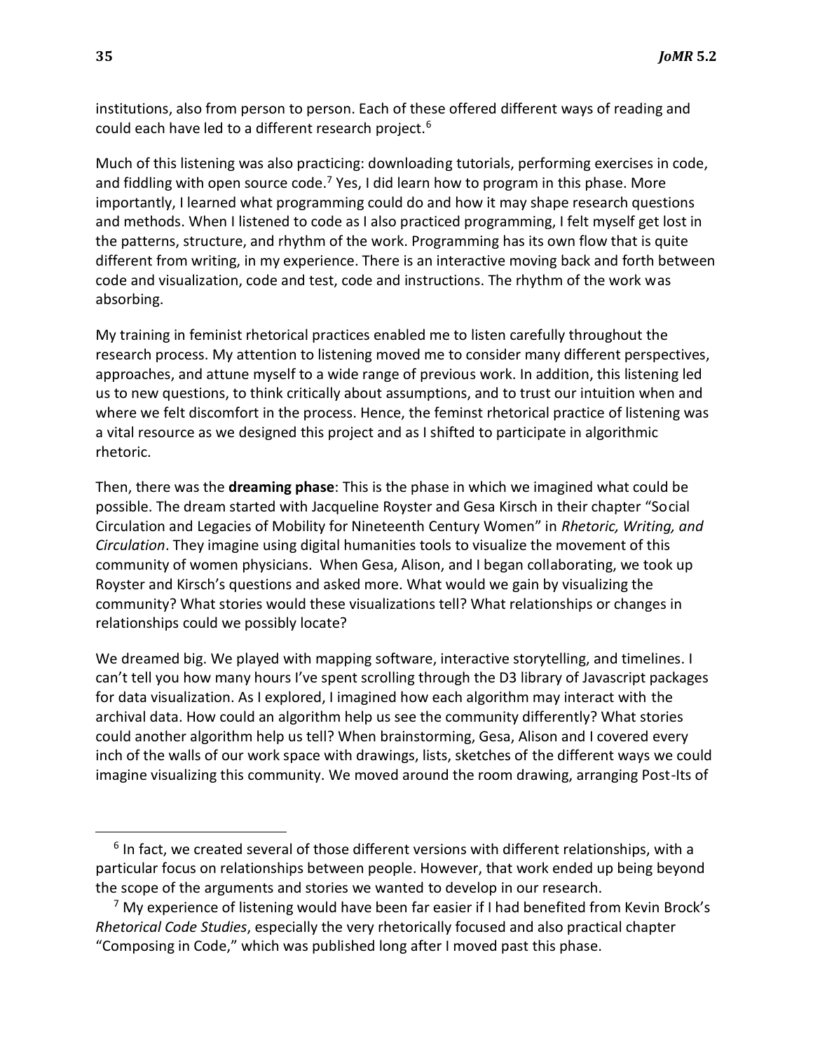institutions, also from person to person. Each of these offered different ways of reading and could each have led to a different research project.[6]

Much of this listening was also practicing: downloading tutorials, performing exercises in code, and fiddling with open source code.[7] Yes, I did learn how to program in this phase. More importantly, I learned what programming could do and how it may shape research questions and methods. When I listened to code as I also practiced programming, I felt myself get lost in the patterns, structure, and rhythm of the work. Programming has its own flow that is quite different from writing, in my experience. There is an interactive moving back and forth between code and visualization, code and test, code and instructions. The rhythm of the work was absorbing.

My training in feminist rhetorical practices enabled me to listen carefully throughout the research process. My attention to listening moved me to consider many different perspectives, approaches, and attune myself to a wide range of previous work. In addition, this listening led us to new questions, to think critically about assumptions, and to trust our intuition when and where we felt discomfort in the process. Hence, the feminist rhetorical practice of listening was a vital resource as we designed this project and as I shifted to participate in algorithmic rhetoric.

Then, there was the **dreaming phase**: This is the phase in which we imagined what could be possible. The dream started with Jacqueline Royster and Gesa Kirsch in their chapter "Social Circulation and Legacies of Mobility for Nineteenth Century Women" in *Rhetoric, Writing, and Circulation*. They imagine using digital humanities tools to visualize the movement of this community of women physicians. When Gesa, Alison, and I began collaborating, we took up Royster and Kirsch's questions and asked more. What would we gain by visualizing the community? What stories would these visualizations tell? What relationships or changes in relationships could we possibly locate?

We dreamed big. We played with mapping software, interactive storytelling, and timelines. I can't tell you how many hours I've spent scrolling through the D3 library of Javascript packages for data visualization. As I explored, I imagined how each algorithm may interact with the archival data. How could an algorithm help us see the community differently? What stories could another algorithm help us tell? When brainstorming, Gesa, Alison and I covered every inch of the walls of our work space with drawings, lists, sketches of the different ways we could imagine visualizing this community. We moved around the room drawing, arranging Post-Its of

---

[6] In fact, we created several of those different versions with different relationships, with a particular focus on relationships between people. However, that work ended up being beyond the scope of the arguments and stories we wanted to develop in our research.

[7] My experience of listening would have been far easier if I had benefited from Kevin Brock's *Rhetorical Code Studies*, especially the very rhetorically focused and also practical chapter "Composing in Code," which was published long after I moved past this phase.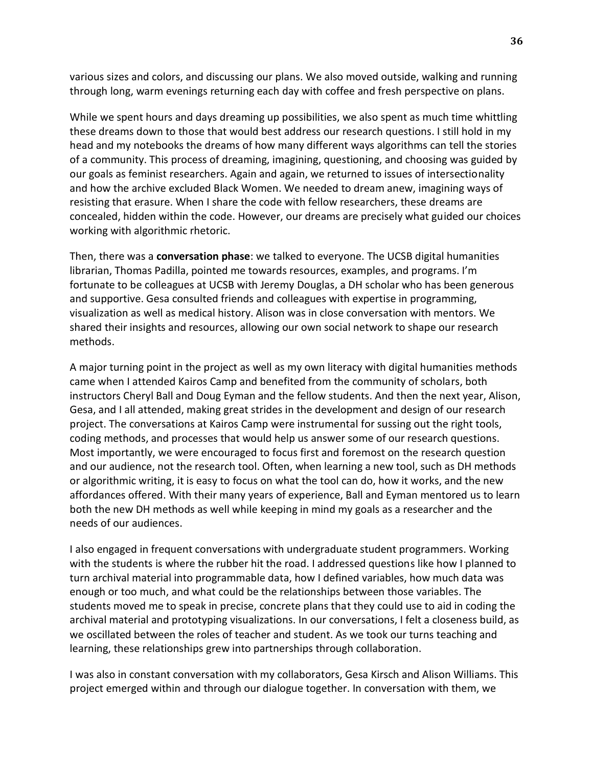various sizes and colors, and discussing our plans. We also moved outside, walking and running through long, warm evenings returning each day with coffee and fresh perspective on plans.

While we spent hours and days dreaming up possibilities, we also spent as much time whittling these dreams down to those that would best address our research questions. I still hold in my head and my notebooks the dreams of how many different ways algorithms can tell the stories of a community. This process of dreaming, imagining, questioning, and choosing was guided by our goals as feminist researchers. Again and again, we returned to issues of intersectionality and how the archive excluded Black Women. We needed to dream anew, imagining ways of resisting that erasure. When I share the code with fellow researchers, these dreams are concealed, hidden within the code. However, our dreams are precisely what guided our choices working with algorithmic rhetoric.

Then, there was a **conversation phase**: we talked to everyone. The UCSB digital humanities librarian, Thomas Padilla, pointed me towards resources, examples, and programs. I'm fortunate to be colleagues at UCSB with Jeremy Douglas, a DH scholar who has been generous and supportive. Gesa consulted friends and colleagues with expertise in programming, visualization as well as medical history. Alison was in close conversation with mentors. We shared their insights and resources, allowing our own social network to shape our research methods.

A major turning point in the project as well as my own literacy with digital humanities methods came when I attended Kairos Camp and benefited from the community of scholars, both instructors Cheryl Ball and Doug Eyman and the fellow students. And then the next year, Alison, Gesa, and I all attended, making great strides in the development and design of our research project. The conversations at Kairos Camp were instrumental for sussing out the right tools, coding methods, and processes that would help us answer some of our research questions. Most importantly, we were encouraged to focus first and foremost on the research question and our audience, not the research tool. Often, when learning a new tool, such as DH methods or algorithmic writing, it is easy to focus on what the tool can do, how it works, and the new affordances offered. With their many years of experience, Ball and Eyman mentored us to learn both the new DH methods as well while keeping in mind my goals as a researcher and the needs of our audiences.

I also engaged in frequent conversations with undergraduate student programmers. Working with the students is where the rubber hit the road. I addressed questions like how I planned to turn archival material into programmable data, how I defined variables, how much data was enough or too much, and what could be the relationships between those variables. The students moved me to speak in precise, concrete plans that they could use to aid in coding the archival material and prototyping visualizations. In our conversations, I felt a closeness build, as we oscillated between the roles of teacher and student. As we took our turns teaching and learning, these relationships grew into partnerships through collaboration.

I was also in constant conversation with my collaborators, Gesa Kirsch and Alison Williams. This project emerged within and through our dialogue together. In conversation with them, we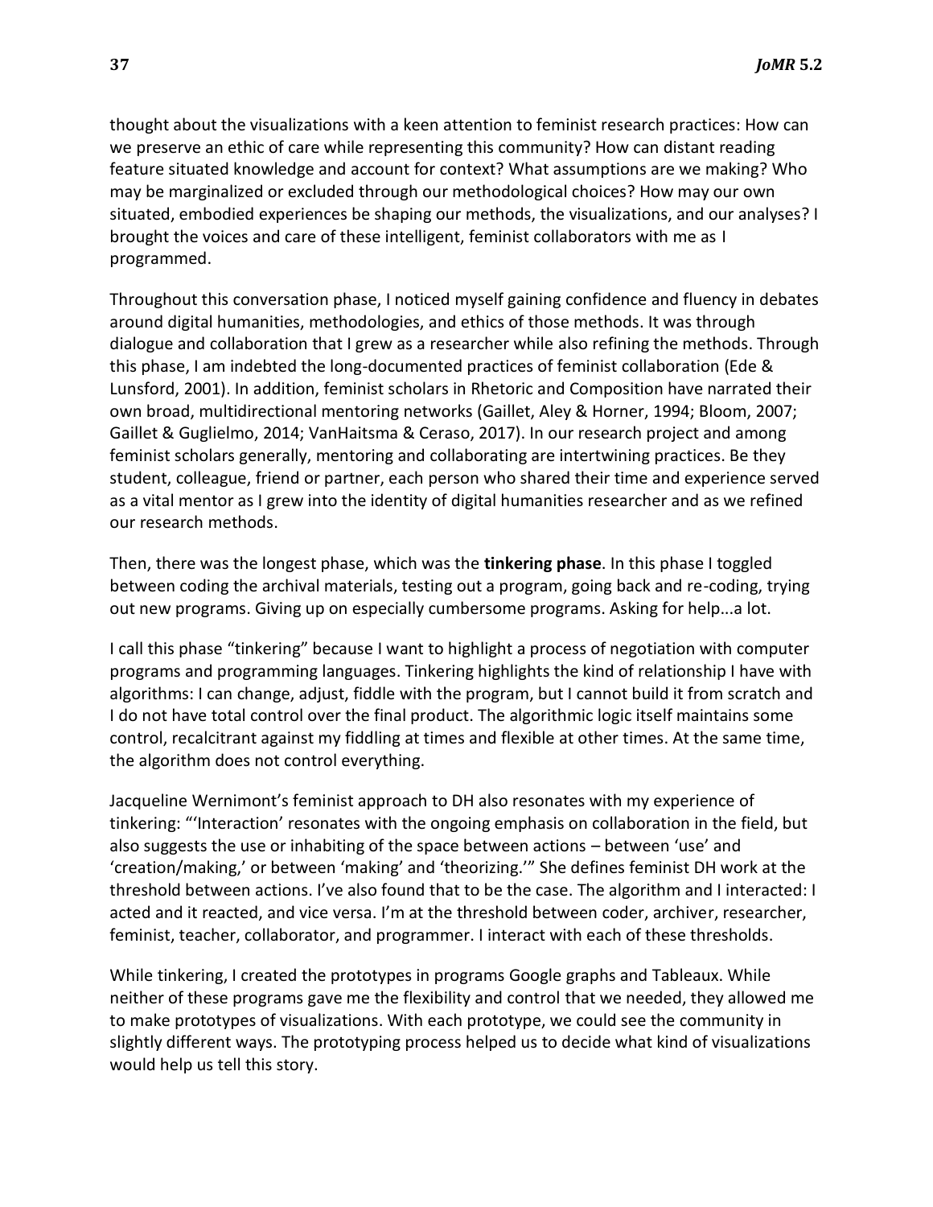thought about the visualizations with a keen attention to feminist research practices: How can we preserve an ethic of care while representing this community? How can distant reading feature situated knowledge and account for context? What assumptions are we making? Who may be marginalized or excluded through our methodological choices? How may our own situated, embodied experiences be shaping our methods, the visualizations, and our analyses? I brought the voices and care of these intelligent, feminist collaborators with me as I programmed.

Throughout this conversation phase, I noticed myself gaining confidence and fluency in debates around digital humanities, methodologies, and ethics of those methods. It was through dialogue and collaboration that I grew as a researcher while also refining the methods. Through this phase, I am indebted the long-documented practices of feminist collaboration (Ede & Lunsford, 2001). In addition, feminist scholars in Rhetoric and Composition have narrated their own broad, multidirectional mentoring networks (Gaillet, Aley & Horner, 1994; Bloom, 2007; Gaillet & Guglielmo, 2014; VanHaitsma & Ceraso, 2017). In our research project and among feminist scholars generally, mentoring and collaborating are intertwining practices. Be they student, colleague, friend or partner, each person who shared their time and experience served as a vital mentor as I grew into the identity of digital humanities researcher and as we refined our research methods.

Then, there was the longest phase, which was the **tinkering phase**. In this phase I toggled between coding the archival materials, testing out a program, going back and re-coding, trying out new programs. Giving up on especially cumbersome programs. Asking for help...a lot.

I call this phase "tinkering" because I want to highlight a process of negotiation with computer programs and programming languages. Tinkering highlights the kind of relationship I have with algorithms: I can change, adjust, fiddle with the program, but I cannot build it from scratch and I do not have total control over the final product. The algorithmic logic itself maintains some control, recalcitrant against my fiddling at times and flexible at other times. At the same time, the algorithm does not control everything.

Jacqueline Wernimont's feminist approach to DH also resonates with my experience of tinkering: "'Interaction' resonates with the ongoing emphasis on collaboration in the field, but also suggests the use or inhabiting of the space between actions – between 'use' and 'creation/making,' or between 'making' and 'theorizing.'" She defines feminist DH work at the threshold between actions. I've also found that to be the case. The algorithm and I interacted: I acted and it reacted, and vice versa. I'm at the threshold between coder, archiver, researcher, feminist, teacher, collaborator, and programmer. I interact with each of these thresholds.

While tinkering, I created the prototypes in programs Google graphs and Tableaux. While neither of these programs gave me the flexibility and control that we needed, they allowed me to make prototypes of visualizations. With each prototype, we could see the community in slightly different ways. The prototyping process helped us to decide what kind of visualizations would help us tell this story.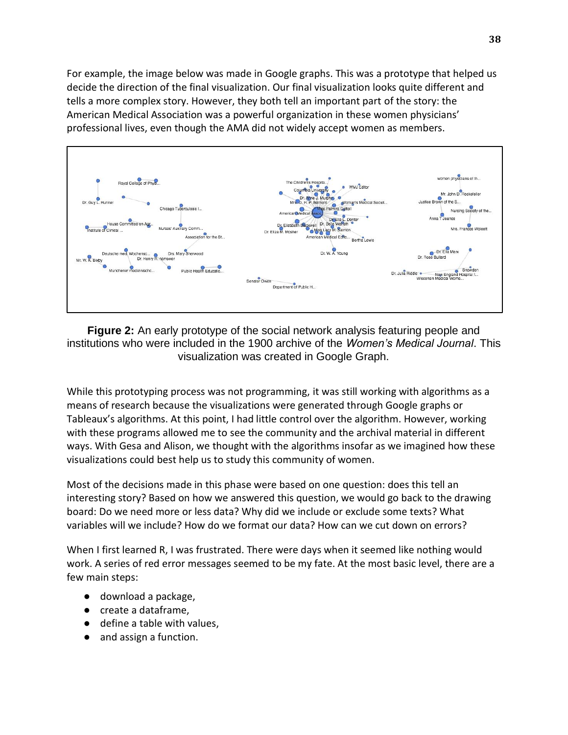For example, the image below was made in Google graphs. This was a prototype that helped us decide the direction of the final visualization. Our final visualization looks quite different and tells a more complex story. However, they both tell an important part of the story: the American Medical Association was a powerful organization in these women physicians' professional lives, even though the AMA did not widely accept women as members.

**Figure 2:** An early prototype of the social network analysis featuring people and institutions who were included in the 1900 archive of the *Women's Medical Journal*. This visualization was created in Google Graph.

While this prototyping process was not programming, it was still working with algorithms as a means of research because the visualizations were generated through Google graphs or Tableaux's algorithms. At this point, I had little control over the algorithm. However, working with these programs allowed me to see the community and the archival material in different ways. With Gesa and Alison, we thought with the algorithms insofar as we imagined how these visualizations could best help us to study this community of women.

Most of the decisions made in this phase were based on one question: does this tell an interesting story? Based on how we answered this question, we would go back to the drawing board: Do we need more or less data? Why did we include or exclude some texts? What variables will we include? How do we format our data? How can we cut down on errors?

When I first learned R, I was frustrated. There were days when it seemed like nothing would work. A series of red error messages seemed to be my fate. At the most basic level, there are a few main steps:

- download a package,
- create a dataframe,
- define a table with values,
- and assign a function.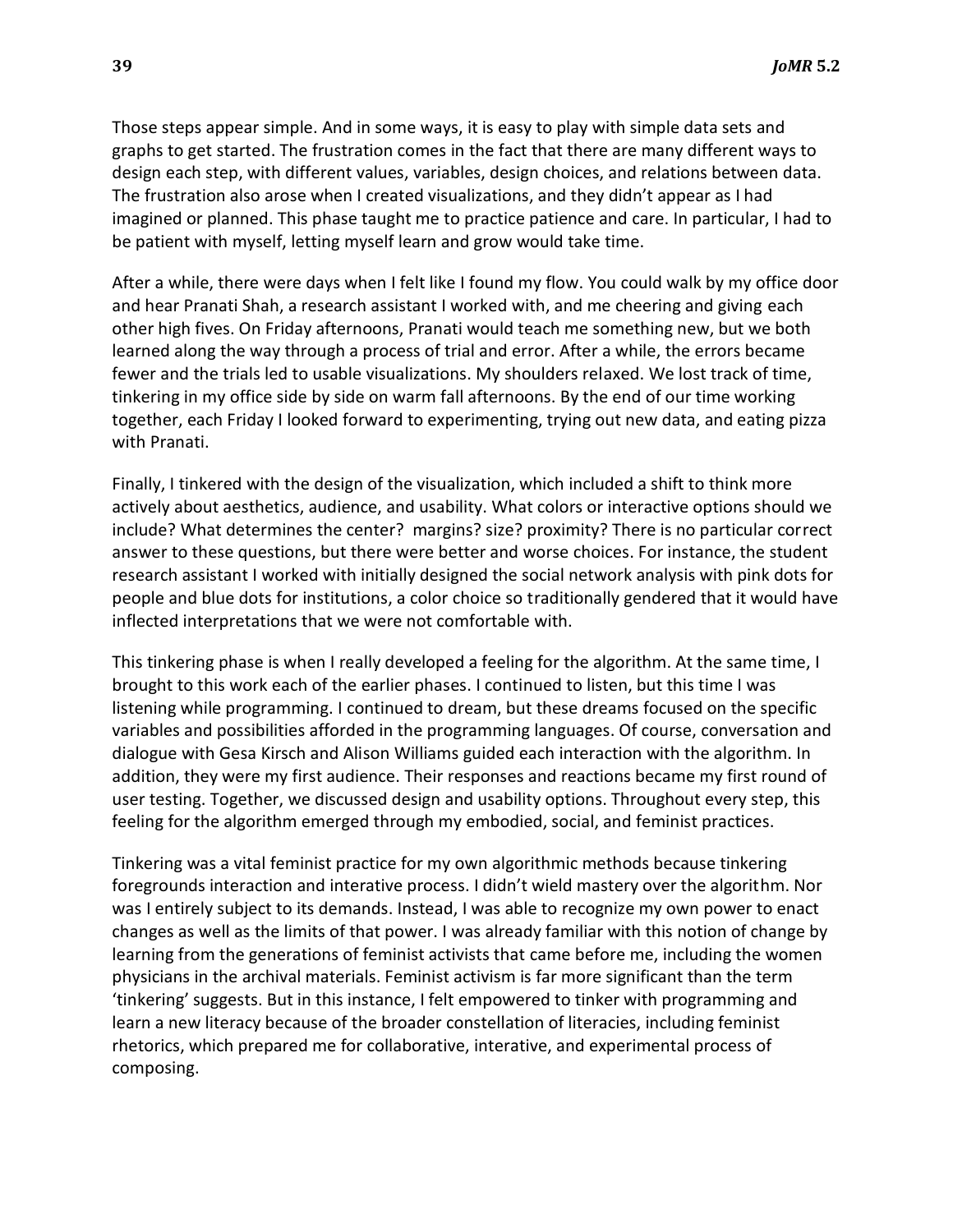Those steps appear simple. And in some ways, it is easy to play with simple data sets and graphs to get started. The frustration comes in the fact that there are many different ways to design each step, with different values, variables, design choices, and relations between data. The frustration also arose when I created visualizations, and they didn't appear as I had imagined or planned. This phase taught me to practice patience and care. In particular, I had to be patient with myself, letting myself learn and grow would take time.

After a while, there were days when I felt like I found my flow. You could walk by my office door and hear Pranati Shah, a research assistant I worked with, and me cheering and giving each other high fives. On Friday afternoons, Pranati would teach me something new, but we both learned along the way through a process of trial and error. After a while, the errors became fewer and the trials led to usable visualizations. My shoulders relaxed. We lost track of time, tinkering in my office side by side on warm fall afternoons. By the end of our time working together, each Friday I looked forward to experimenting, trying out new data, and eating pizza with Pranati.

Finally, I tinkered with the design of the visualization, which included a shift to think more actively about aesthetics, audience, and usability. What colors or interactive options should we include? What determines the center? margins? size? proximity? There is no particular correct answer to these questions, but there were better and worse choices. For instance, the student research assistant I worked with initially designed the social network analysis with pink dots for people and blue dots for institutions, a color choice so traditionally gendered that it would have inflected interpretations that we were not comfortable with.

This tinkering phase is when I really developed a feeling for the algorithm. At the same time, I brought to this work each of the earlier phases. I continued to listen, but this time I was listening while programming. I continued to dream, but these dreams focused on the specific variables and possibilities afforded in the programming languages. Of course, conversation and dialogue with Gesa Kirsch and Alison Williams guided each interaction with the algorithm. In addition, they were my first audience. Their responses and reactions became my first round of user testing. Together, we discussed design and usability options. Throughout every step, this feeling for the algorithm emerged through my embodied, social, and feminist practices.

Tinkering was a vital feminist practice for my own algorithmic methods because tinkering foregrounds interaction and interative process. I didn't wield mastery over the algorithm. Nor was I entirely subject to its demands. Instead, I was able to recognize my own power to enact changes as well as the limits of that power. I was already familiar with this notion of change by learning from the generations of feminist activists that came before me, including the women physicians in the archival materials. Feminist activism is far more significant than the term 'tinkering' suggests. But in this instance, I felt empowered to tinker with programming and learn a new literacy because of the broader constellation of literacies, including feminist rhetorics, which prepared me for collaborative, interative, and experimental process of composing.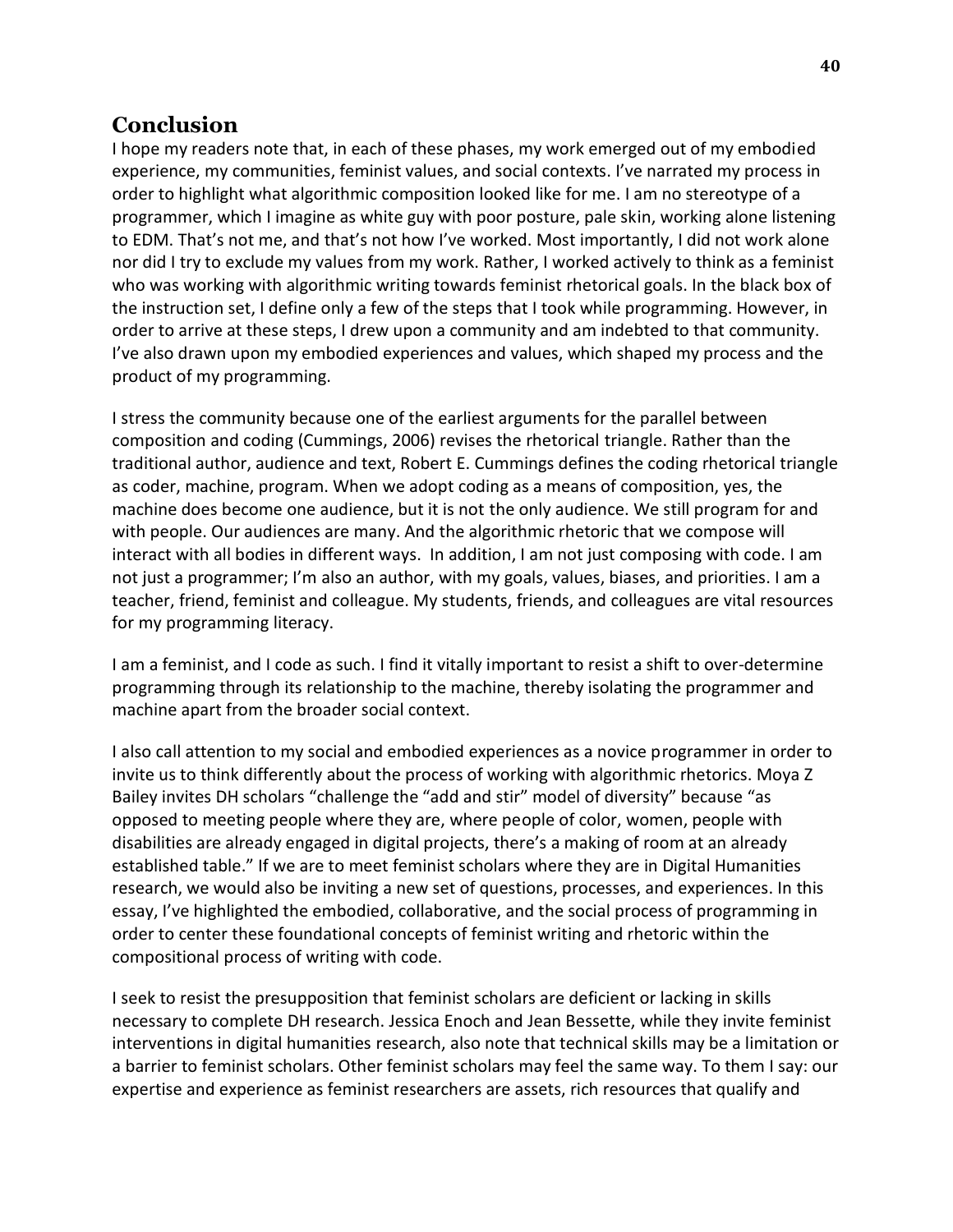## Conclusion

I hope my readers note that, in each of these phases, my work emerged out of my embodied experience, my communities, feminist values, and social contexts. I've narrated my process in order to highlight what algorithmic composition looked like for me. I am no stereotype of a programmer, which I imagine as white guy with poor posture, pale skin, working alone listening to EDM. That's not me, and that's not how I've worked. Most importantly, I did not work alone nor did I try to exclude my values from my work. Rather, I worked actively to think as a feminist who was working with algorithmic writing towards feminist rhetorical goals. In the black box of the instruction set, I define only a few of the steps that I took while programming. However, in order to arrive at these steps, I drew upon a community and am indebted to that community. I've also drawn upon my embodied experiences and values, which shaped my process and the product of my programming.

I stress the community because one of the earliest arguments for the parallel between composition and coding (Cummings, 2006) revises the rhetorical triangle. Rather than the traditional author, audience and text, Robert E. Cummings defines the coding rhetorical triangle as coder, machine, program. When we adopt coding as a means of composition, yes, the machine does become one audience, but it is not the only audience. We still program for and with people. Our audiences are many. And the algorithmic rhetoric that we compose will interact with all bodies in different ways. In addition, I am not just composing with code. I am not just a programmer; I'm also an author, with my goals, values, biases, and priorities. I am a teacher, friend, feminist and colleague. My students, friends, and colleagues are vital resources for my programming literacy.

I am a feminist, and I code as such. I find it vitally important to resist a shift to over-determine programming through its relationship to the machine, thereby isolating the programmer and machine apart from the broader social context.

I also call attention to my social and embodied experiences as a novice programmer in order to invite us to think differently about the process of working with algorithmic rhetorics. Moya Z Bailey invites DH scholars "challenge the "add and stir" model of diversity" because "as opposed to meeting people where they are, where people of color, women, people with disabilities are already engaged in digital projects, there's a making of room at an already established table." If we are to meet feminist scholars where they are in Digital Humanities research, we would also be inviting a new set of questions, processes, and experiences. In this essay, I've highlighted the embodied, collaborative, and the social process of programming in order to center these foundational concepts of feminist writing and rhetoric within the compositional process of writing with code.

I seek to resist the presupposition that feminist scholars are deficient or lacking in skills necessary to complete DH research. Jessica Enoch and Jean Bessette, while they invite feminist interventions in digital humanities research, also note that technical skills may be a limitation or a barrier to feminist scholars. Other feminist scholars may feel the same way. To them I say: our expertise and experience as feminist researchers are assets, rich resources that qualify and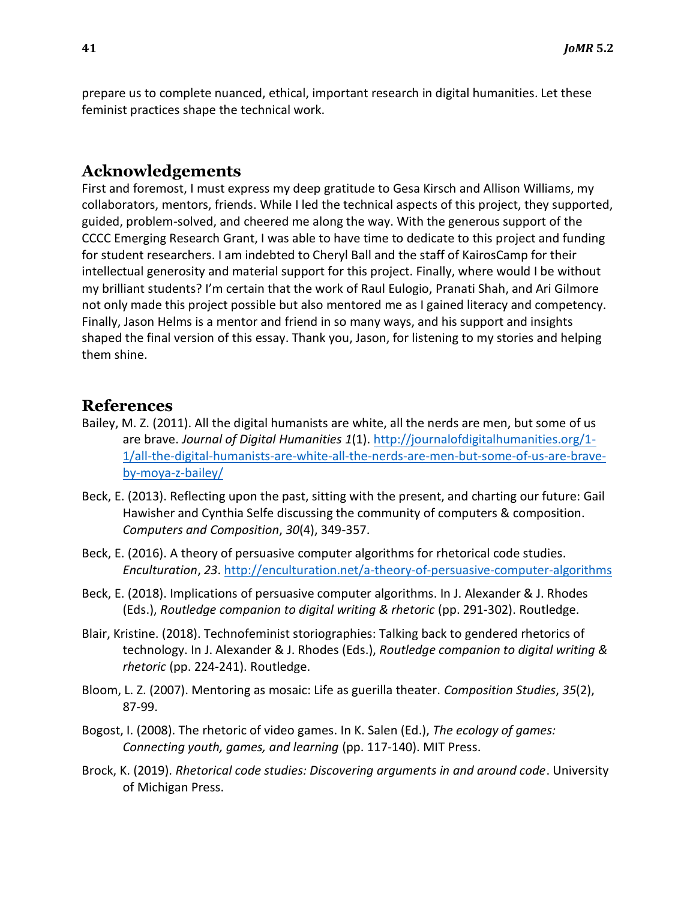prepare us to complete nuanced, ethical, important research in digital humanities. Let these feminist practices shape the technical work.

## Acknowledgements

First and foremost, I must express my deep gratitude to Gesa Kirsch and Allison Williams, my collaborators, mentors, friends. While I led the technical aspects of this project, they supported, guided, problem-solved, and cheered me along the way. With the generous support of the CCCC Emerging Research Grant, I was able to have time to dedicate to this project and funding for student researchers. I am indebted to Cheryl Ball and the staff of KairosCamp for their intellectual generosity and material support for this project. Finally, where would I be without my brilliant students? I'm certain that the work of Raul Eulogio, Pranati Shah, and Ari Gilmore not only made this project possible but also mentored me as I gained literacy and competency. Finally, Jason Helms is a mentor and friend in so many ways, and his support and insights shaped the final version of this essay. Thank you, Jason, for listening to my stories and helping them shine.

## References

Bailey, M. Z. (2011). All the digital humanists are white, all the nerds are men, but some of us are brave. *Journal of Digital Humanities 1*(1). http://journalofdigitalhumanities.org/1-1/all-the-digital-humanists-are-white-all-the-nerds-are-men-but-some-of-us-are-brave-by-moya-z-bailey/

Beck, E. (2013). Reflecting upon the past, sitting with the present, and charting our future: Gail Hawisher and Cynthia Selfe discussing the community of computers & composition. *Computers and Composition*, *30*(4), 349-357.

Beck, E. (2016). A theory of persuasive computer algorithms for rhetorical code studies. *Enculturation*, *23*. http://enculturation.net/a-theory-of-persuasive-computer-algorithms

Beck, E. (2018). Implications of persuasive computer algorithms. In J. Alexander & J. Rhodes (Eds.), *Routledge companion to digital writing & rhetoric* (pp. 291-302). Routledge.

Blair, Kristine. (2018). Technofeminist storiographies: Talking back to gendered rhetorics of technology. In J. Alexander & J. Rhodes (Eds.), *Routledge companion to digital writing & rhetoric* (pp. 224-241). Routledge.

Bloom, L. Z. (2007). Mentoring as mosaic: Life as guerilla theater. *Composition Studies*, *35*(2), 87-99.

Bogost, I. (2008). The rhetoric of video games. In K. Salen (Ed.), *The ecology of games: Connecting youth, games, and learning* (pp. 117-140). MIT Press.

Brock, K. (2019). *Rhetorical code studies: Discovering arguments in and around code*. University of Michigan Press.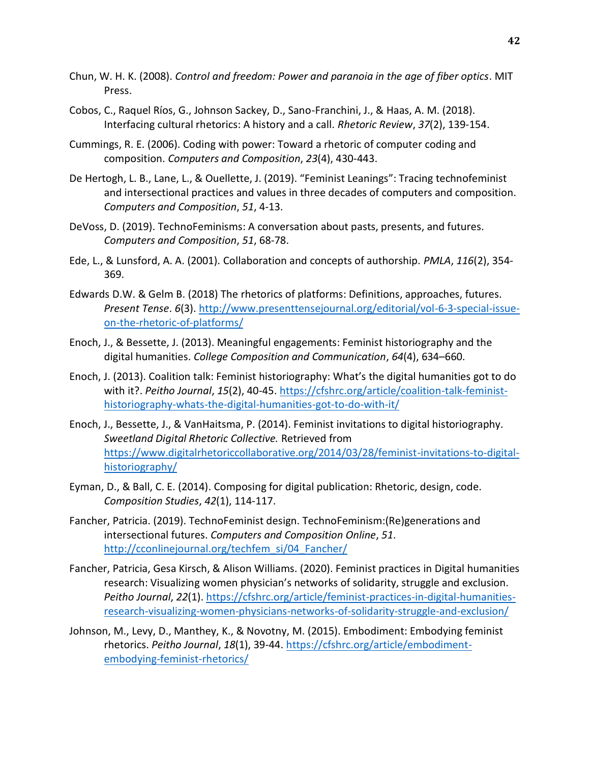Chun, W. H. K. (2008). *Control and freedom: Power and paranoia in the age of fiber optics*. MIT Press.

Cobos, C., Raquel Ríos, G., Johnson Sackey, D., Sano-Franchini, J., & Haas, A. M. (2018). Interfacing cultural rhetorics: A history and a call. *Rhetoric Review*, *37*(2), 139-154.

Cummings, R. E. (2006). Coding with power: Toward a rhetoric of computer coding and composition. *Computers and Composition*, *23*(4), 430-443.

De Hertogh, L. B., Lane, L., & Ouellette, J. (2019). "Feminist Leanings": Tracing technofeminist and intersectional practices and values in three decades of computers and composition. *Computers and Composition*, *51*, 4-13.

DeVoss, D. (2019). TechnoFeminisms: A conversation about pasts, presents, and futures. *Computers and Composition*, *51*, 68-78.

Ede, L., & Lunsford, A. A. (2001). Collaboration and concepts of authorship. *PMLA*, *116*(2), 354-369.

Edwards D.W. & Gelm B. (2018) The rhetorics of platforms: Definitions, approaches, futures. *Present Tense*. *6*(3). http://www.presenttensejournal.org/editorial/vol-6-3-special-issue-on-the-rhetoric-of-platforms/

Enoch, J., & Bessette, J. (2013). Meaningful engagements: Feminist historiography and the digital humanities. *College Composition and Communication*, *64*(4), 634–660.

Enoch, J. (2013). Coalition talk: Feminist historiography: What's the digital humanities got to do with it?. *Peitho Journal*, *15*(2), 40-45. https://cfshrc.org/article/coalition-talk-feminist-historiography-whats-the-digital-humanities-got-to-do-with-it/

Enoch, J., Bessette, J., & VanHaitsma, P. (2014). Feminist invitations to digital historiography. *Sweetland Digital Rhetoric Collective.* Retrieved from https://www.digitalrhetoriccollaborative.org/2014/03/28/feminist-invitations-to-digital-historiography/

Eyman, D., & Ball, C. E. (2014). Composing for digital publication: Rhetoric, design, code. *Composition Studies*, *42*(1), 114-117.

Fancher, Patricia. (2019). TechnoFeminist design. TechnoFeminism:(Re)generations and intersectional futures. *Computers and Composition Online*, *51*. http://cconlinejournal.org/techfem_si/04_Fancher/

Fancher, Patricia, Gesa Kirsch, & Alison Williams. (2020). Feminist practices in Digital humanities research: Visualizing women physician's networks of solidarity, struggle and exclusion. *Peitho Journal*, *22*(1). https://cfshrc.org/article/feminist-practices-in-digital-humanities-research-visualizing-women-physicians-networks-of-solidarity-struggle-and-exclusion/

Johnson, M., Levy, D., Manthey, K., & Novotny, M. (2015). Embodiment: Embodying feminist rhetorics. *Peitho Journal*, *18*(1), 39-44. https://cfshrc.org/article/embodiment-embodying-feminist-rhetorics/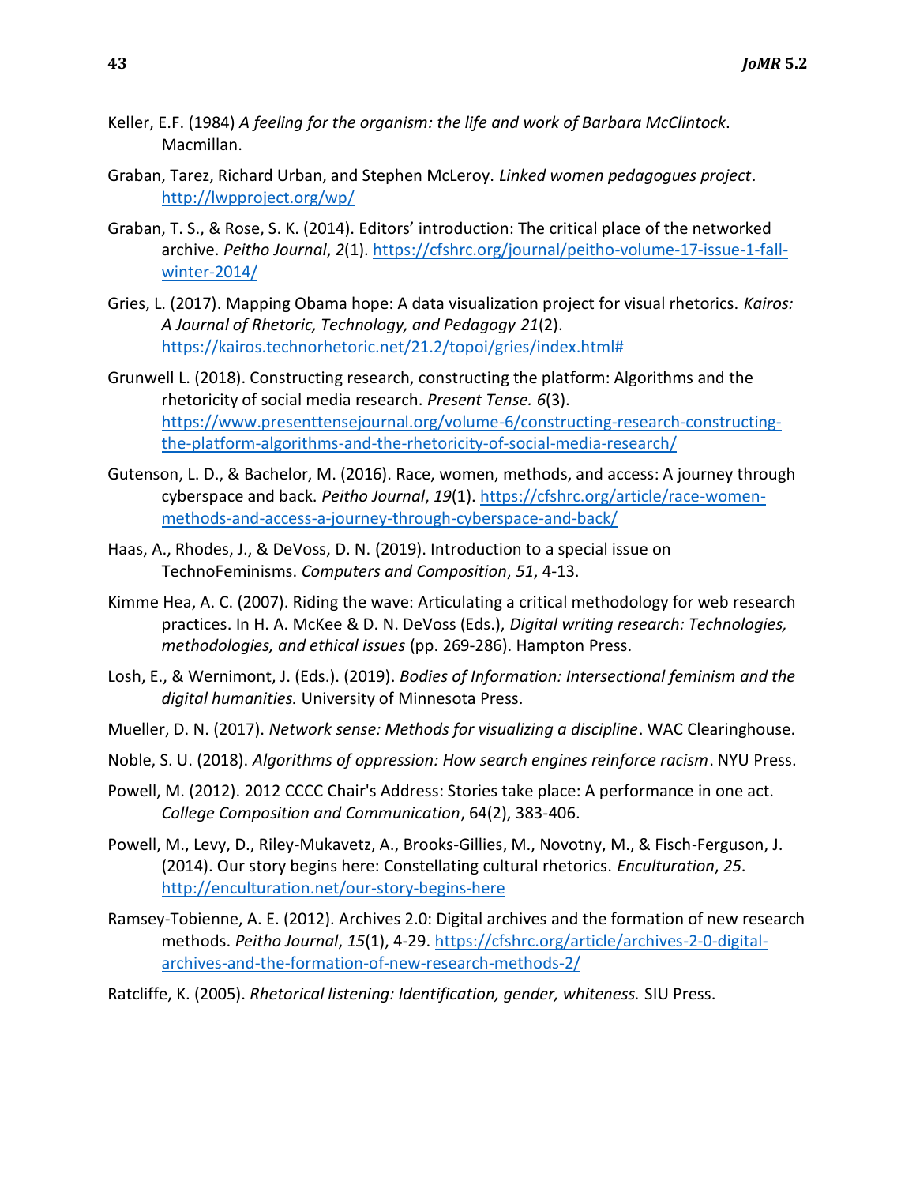Keller, E.F. (1984) *A feeling for the organism: the life and work of Barbara McClintock*. Macmillan.

Graban, Tarez, Richard Urban, and Stephen McLeroy. *Linked women pedagogues project*. http://lwpproject.org/wp/

Graban, T. S., & Rose, S. K. (2014). Editors' introduction: The critical place of the networked archive. *Peitho Journal*, *2*(1). https://cfshrc.org/journal/peitho-volume-17-issue-1-fall-winter-2014/

Gries, L. (2017). Mapping Obama hope: A data visualization project for visual rhetorics. *Kairos: A Journal of Rhetoric, Technology, and Pedagogy 21*(2). https://kairos.technorhetoric.net/21.2/topoi/gries/index.html#

Grunwell L. (2018). Constructing research, constructing the platform: Algorithms and the rhetoricity of social media research. *Present Tense. 6*(3). https://www.presenttensejournal.org/volume-6/constructing-research-constructing-the-platform-algorithms-and-the-rhetoricity-of-social-media-research/

Gutenson, L. D., & Bachelor, M. (2016). Race, women, methods, and access: A journey through cyberspace and back. *Peitho Journal*, *19*(1). https://cfshrc.org/article/race-women-methods-and-access-a-journey-through-cyberspace-and-back/

Haas, A., Rhodes, J., & DeVoss, D. N. (2019). Introduction to a special issue on TechnoFeminisms. *Computers and Composition*, *51*, 4-13.

Kimme Hea, A. C. (2007). Riding the wave: Articulating a critical methodology for web research practices. In H. A. McKee & D. N. DeVoss (Eds.), *Digital writing research: Technologies, methodologies, and ethical issues* (pp. 269-286). Hampton Press.

Losh, E., & Wernimont, J. (Eds.). (2019). *Bodies of Information: Intersectional feminism and the digital humanities.* University of Minnesota Press.

Mueller, D. N. (2017). *Network sense: Methods for visualizing a discipline*. WAC Clearinghouse.

Noble, S. U. (2018). *Algorithms of oppression: How search engines reinforce racism*. NYU Press.

Powell, M. (2012). 2012 CCCC Chair's Address: Stories take place: A performance in one act. *College Composition and Communication*, 64(2), 383-406.

Powell, M., Levy, D., Riley-Mukavetz, A., Brooks-Gillies, M., Novotny, M., & Fisch-Ferguson, J. (2014). Our story begins here: Constellating cultural rhetorics. *Enculturation*, *25*. http://enculturation.net/our-story-begins-here

Ramsey-Tobienne, A. E. (2012). Archives 2.0: Digital archives and the formation of new research methods. *Peitho Journal*, *15*(1), 4-29. https://cfshrc.org/article/archives-2-0-digital-archives-and-the-formation-of-new-research-methods-2/

Ratcliffe, K. (2005). *Rhetorical listening: Identification, gender, whiteness.* SIU Press.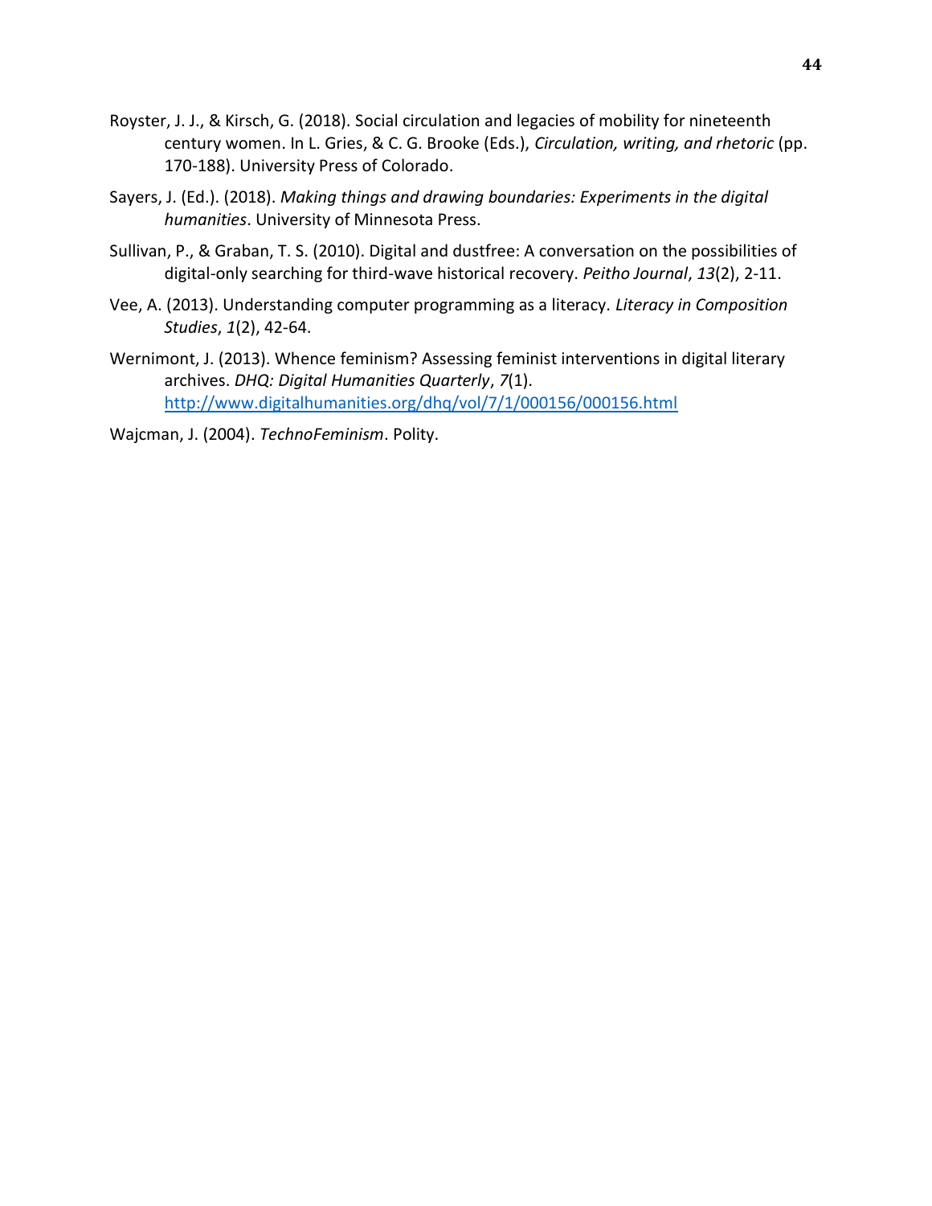Royster, J. J., & Kirsch, G. (2018). Social circulation and legacies of mobility for nineteenth century women. In L. Gries, & C. G. Brooke (Eds.), *Circulation, writing, and rhetoric* (pp. 170-188). University Press of Colorado.

Sayers, J. (Ed.). (2018). *Making things and drawing boundaries: Experiments in the digital humanities*. University of Minnesota Press.

Sullivan, P., & Graban, T. S. (2010). Digital and dustfree: A conversation on the possibilities of digital-only searching for third-wave historical recovery. *Peitho Journal*, *13*(2), 2-11.

Vee, A. (2013). Understanding computer programming as a literacy. *Literacy in Composition Studies*, *1*(2), 42-64.

Wernimont, J. (2013). Whence feminism? Assessing feminist interventions in digital literary archives. *DHQ: Digital Humanities Quarterly*, *7*(1). http://www.digitalhumanities.org/dhq/vol/7/1/000156/000156.html

Wajcman, J. (2004). *TechnoFeminism*. Polity.